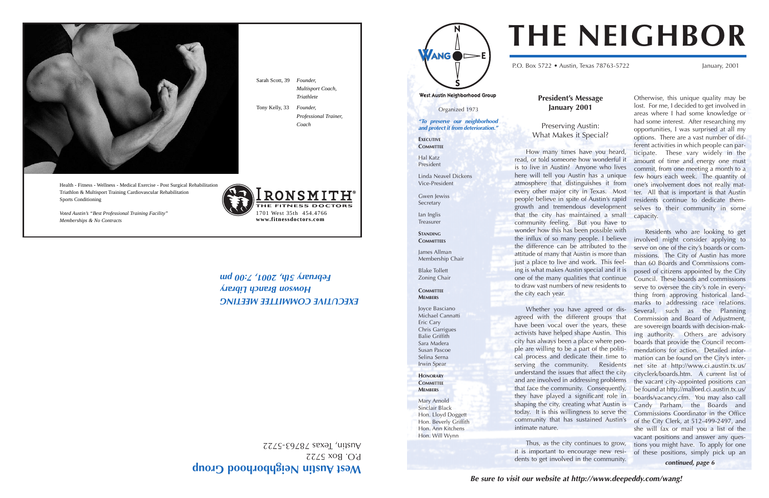Sarah Scott, 39 *Founder, Multisport Coach, Triathlete*

Tony Kelly, 33 *Founder, Professional Trainer, Coach*

Health - Fitness - Wellness - Medical Exercise - Post Surgical Rehabilitation
Triathlon & Multisport Training Cardiovascular Rehabilitation
Sports Conditioning

*Voted Austin's "Best Professional Training Facility"*
*Memberships & No Contracts*

**IRONSMITH® THE FITNESS DOCTORS**
1701 West 35th 454.4766
**www.fitnessdoctors.com**

***EXECUTIVE COMMITTEE MEETING***
***Howson Branch Library***
***February 5th, 2001, 7:00 pm***

**West Austin Neighborhood Group**
P.O. Box 5722
Austin, Texas 78763-5722

---

# THE NEIGHBOR

P.O. Box 5722 • Austin, Texas 78763-5722 — January, 2001

**West Austin Neighborhood Group**

Organized 1973

***"To preserve our neighborhood and protect it from deterioration."***

**EXECUTIVE COMMITTEE**

Hal Katz
President

Linda Neavel Dickens
Vice-President

Gwen Jewiss
Secretary

Ian Inglis
Treasurer

**STANDING COMMITTEES**

James Allman
Membership Chair

Blake Tollett
Zoning Chair

**COMMITTEE MEMBERS**

Joyce Basciano
Michael Cannatti
Eric Cary
Chris Garrigues
Balie Griffith
Sara Madera
Susan Pascoe
Selina Serna
Irwin Spear

**HONORARY COMMITTEE MEMBERS**

Mary Arnold
Sinclair Black
Hon. Lloyd Doggett
Hon. Beverly Griffith
Hon. Ann Kitchens
Hon. Will Wynn

## President's Message January 2001

### Preserving Austin: What Makes it Special?

How many times have you heard, read, or told someone how wonderful it is to live in Austin? Anyone who lives here will tell you Austin has a unique atmosphere that distinguishes it from every other major city in Texas. Most people believe in spite of Austin's rapid growth and tremendous development that the city has maintained a small community feeling. But you have to wonder how this has been possible with the influx of so many people. I believe the difference can be attributed to the attitude of many that Austin is more than just a place to live and work. This feeling is what makes Austin special and it is one of the many qualities that continue to draw vast numbers of new residents to the city each year.

Whether you have agreed or disagreed with the different groups that have been vocal over the years, these activists have helped shape Austin. This city has always been a place where people are willing to be a part of the political process and dedicate their time to serving the community. Residents understand the issues that affect the city and are involved in addressing problems that face the community. Consequently, they have played a significant role in shaping the city, creating what Austin is today. It is this willingness to serve the community that has sustained Austin's intimate nature.

Thus, as the city continues to grow, it is important to encourage new residents to get involved in the community. Otherwise, this unique quality may be lost. For me, I decided to get involved in areas where I had some knowledge or had some interest. After researching my opportunities, I was surprised at all my options. There are a vast number of different activities in which people can participate. These vary widely in the amount of time and energy one must commit, from one meeting a month to a few hours each week. The quantity of one's involvement does not really matter. All that is important is that Austin residents continue to dedicate themselves to their community in some capacity.

Residents who are looking to get involved might consider applying to serve on one of the city's boards or commissions. The City of Austin has more than 60 Boards and Commissions composed of citizens appointed by the City Council. These boards and commissions serve to oversee the city's role in everything from approving historical landmarks to addressing race relations. Several, such as the Planning Commission and Board of Adjustment, are sovereign boards with decision-making authority. Others are advisory boards that provide the Council recommendations for action. Detailed information can be found on the City's internet site at http://www.ci.austin.tx.us/cityclerk/boards.htm. A current list of the vacant city-appointed positions can be found at http://malford.ci.austin.tx.us/boards/vacancy.cfm. You may also call Candy Parham, the Boards and Commissions Coordinator in the Office of the City Clerk, at 512-499-2497, and she will fax or mail you a list of the vacant positions and answer any questions you might have. To apply for one of these positions, simply pick up an

***continued, page 6***

***Be sure to visit our website at http://www.deepeddy.com/wang!***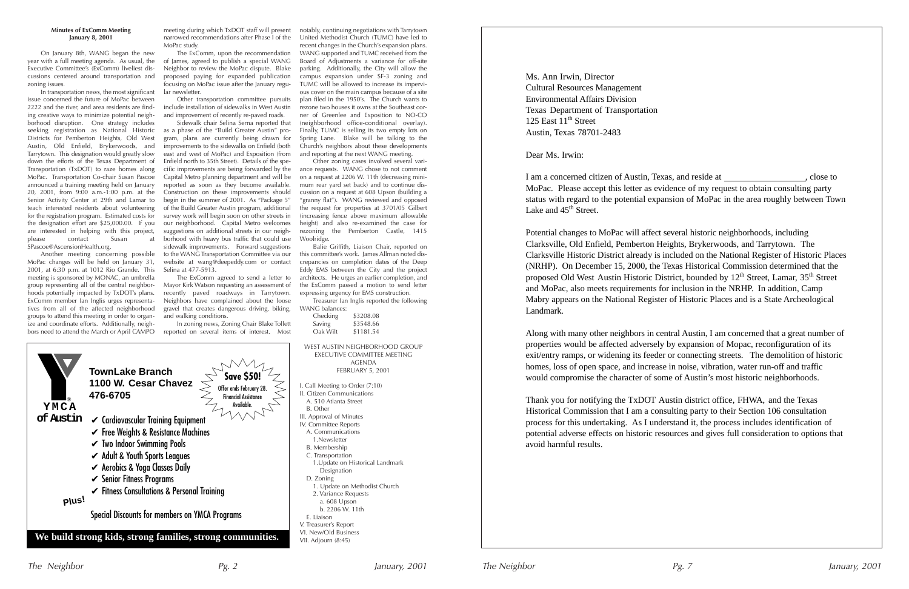**Minutes of ExComm Meeting**
**January 8, 2001**

On January 8th, WANG began the new year with a full meeting agenda. As usual, the Executive Committee's (ExComm) liveliest discussions centered around transportation and zoning issues.

In transportation news, the most significant issue concerned the future of MoPac between 2222 and the river, and area residents are finding creative ways to minimize potential neighborhood disruption. One strategy includes seeking registration as National Historic Districts for Pemberton Heights, Old West Austin, Old Enfield, Brykerwoods, and Tarrytown. This designation would greatly slow down the efforts of the Texas Department of Transportation (TxDOT) to raze homes along MoPac. Transportation Co-chair Susan Pascoe announced a training meeting held on January 20, 2001, from 9:00 a.m.-1:00 p.m. at the Senior Activity Center at 29th and Lamar to teach interested residents about volunteering for the registration program. Estimated costs for the designation effort are $25,000.00. If you are interested in helping with this project, please contact Susan at SPascoe@AscensionHealth.org.

Another meeting concerning possible MoPac changes will be held on January 31, 2001, at 6:30 p.m. at 1012 Rio Grande. This meeting is sponsored by MONAC, an umbrella group representing all of the central neighborhoods potentially impacted by TxDOT's plans. ExComm member Ian Inglis urges representatives from all of the affected neighborhood groups to attend this meeting in order to organize and coordinate efforts. Additionally, neighbors need to attend the March or April CAMPO meeting during which TxDOT staff will present narrowed recommendations after Phase I of the MoPac study.

The ExComm, upon the recommendation of James, agreed to publish a special WANG Neighbor to review the MoPac dispute. Blake proposed paying for expanded publication focusing on MoPac issue after the January regular newsletter.

Other transportation committee pursuits include installation of sidewalks in West Austin and improvement of recently re-paved roads.

Sidewalk chair Selina Serna reported that as a phase of the "Build Greater Austin" program, plans are currently being drawn for improvements to the sidewalks on Enfield (both east and west of MoPac) and Exposition (from Enfield north to 35th Street). Details of the specific improvements are being forwarded by the Capital Metro planning department and will be reported as soon as they become available. Construction on these improvements should begin in the summer of 2001. As "Package 5" of the Build Greater Austin program, additional survey work will begin soon on other streets in our neighborhood. Capital Metro welcomes suggestions on additional streets in our neighborhood with heavy bus traffic that could use sidewalk improvements. Forward suggestions to the WANG Transportation Committee via our website at wang@deepeddy.com or contact Selina at 477-5913.

The ExComm agreed to send a letter to Mayor Kirk Watson requesting an assessment of recently paved roadways in Tarrytown. Neighbors have complained about the loose gravel that creates dangerous driving, biking, and walking conditions.

In zoning news, Zoning Chair Blake Tollett reported on several items of interest. Most notably, continuing negotiations with Tarrytown United Methodist Church (TUMC) have led to recent changes in the Church's expansion plans. WANG supported and TUMC received from the Board of Adjustments a variance for off-site parking. Additionally, the City will allow the campus expansion under SF-3 zoning and TUMC will be allowed to increase its impervious cover on the main campus because of a site plan filed in the 1950's. The Church wants to rezone two houses it owns at the Southeast corner of Greenlee and Exposition to NO-CO (neighborhood office-conditional overlay). Finally, TUMC is selling its two empty lots on Spring Lane. Blake will be talking to the Church's neighbors about these developments and reporting at the next WANG meeting.

Other zoning cases involved several variance requests. WANG chose to not comment on a request at 2206 W. 11th (decreasing minimum rear yard set back) and to continue discussion on a request at 608 Upson (building a "granny flat"). WANG reviewed and opposed the request for properties at 3701/05 Gilbert (increasing fence above maximum allowable height) and also re-examined the case for rezoning the Pemberton Castle, 1415 Woolridge.

Balie Griffith, Liaison Chair, reported on this committee's work. James Allman noted discrepancies on completion dates of the Deep Eddy EMS between the City and the project architects. He urges an earlier completion, and the ExComm passed a motion to send letter expressing urgency for EMS construction.

Treasurer Ian Inglis reported the following WANG balances:

| | |
|---|---|
| Checking | $3208.08 |
| Saving | $3548.66 |
| Oak Wilt | $1181.54 |

WEST AUSTIN NEIGHBORHOOD GROUP
EXECUTIVE COMMITTEE MEETING
AGENDA
FEBRUARY 5, 2001

I. Call Meeting to Order (7:10)
II. Citizen Communications
  A. 510 Atlanta Street
  B. Other
III. Approval of Minutes
IV. Committee Reports
  A. Communications
    1. Newsletter
  B. Membership
  C. Transportation
    1. Update on Historical Landmark Designation
  D. Zoning
    1. Update on Methodist Church
    2. Variance Requests
      a. 608 Upson
      b. 2206 W. 11th
  E. Liaison
V. Treasurer's Report
VI. New/Old Business
VII. Adjourn (8:45)

**YMCA of Austin**

**TownLake Branch**
**1100 W. Cesar Chavez**
**476-6705**

**Save $50!** Offer ends February 28. Financial Assistance Available.

- ✔ Cardiovascular Training Equipment
- ✔ Free Weights & Resistance Machines
- ✔ Two Indoor Swimming Pools
- ✔ Adult & Youth Sports Leagues
- ✔ Aerobics & Yoga Classes Daily
- ✔ Senior Fitness Programs
- ✔ Fitness Consultations & Personal Training

Plus!

Special Discounts for members on YMCA Programs

**We build strong kids, strong families, strong communities.**

---

Ms. Ann Irwin, Director
Cultural Resources Management
Environmental Affairs Division
Texas Department of Transportation
125 East 11th Street
Austin, Texas 78701-2483

Dear Ms. Irwin:

I am a concerned citizen of Austin, Texas, and reside at ________________, close to MoPac. Please accept this letter as evidence of my request to obtain consulting party status with regard to the potential expansion of MoPac in the area roughly between Town Lake and 45th Street.

Potential changes to MoPac will affect several historic neighborhoods, including Clarksville, Old Enfield, Pemberton Heights, Brykerwoods, and Tarrytown. The Clarksville Historic District already is included on the National Register of Historic Places (NRHP). On December 15, 2000, the Texas Historical Commission determined that the proposed Old West Austin Historic District, bounded by 12th Street, Lamar, 35th Street and MoPac, also meets requirements for inclusion in the NRHP. In addition, Camp Mabry appears on the National Register of Historic Places and is a State Archeological Landmark.

Along with many other neighbors in central Austin, I am concerned that a great number of properties would be affected adversely by expansion of Mopac, reconfiguration of its exit/entry ramps, or widening its feeder or connecting streets. The demolition of historic homes, loss of open space, and increase in noise, vibration, water run-off and traffic would compromise the character of some of Austin's most historic neighborhoods.

Thank you for notifying the TxDOT Austin district office, FHWA, and the Texas Historical Commission that I am a consulting party to their Section 106 consultation process for this undertaking. As I understand it, the process includes identification of potential adverse effects on historic resources and gives full consideration to options that avoid harmful results.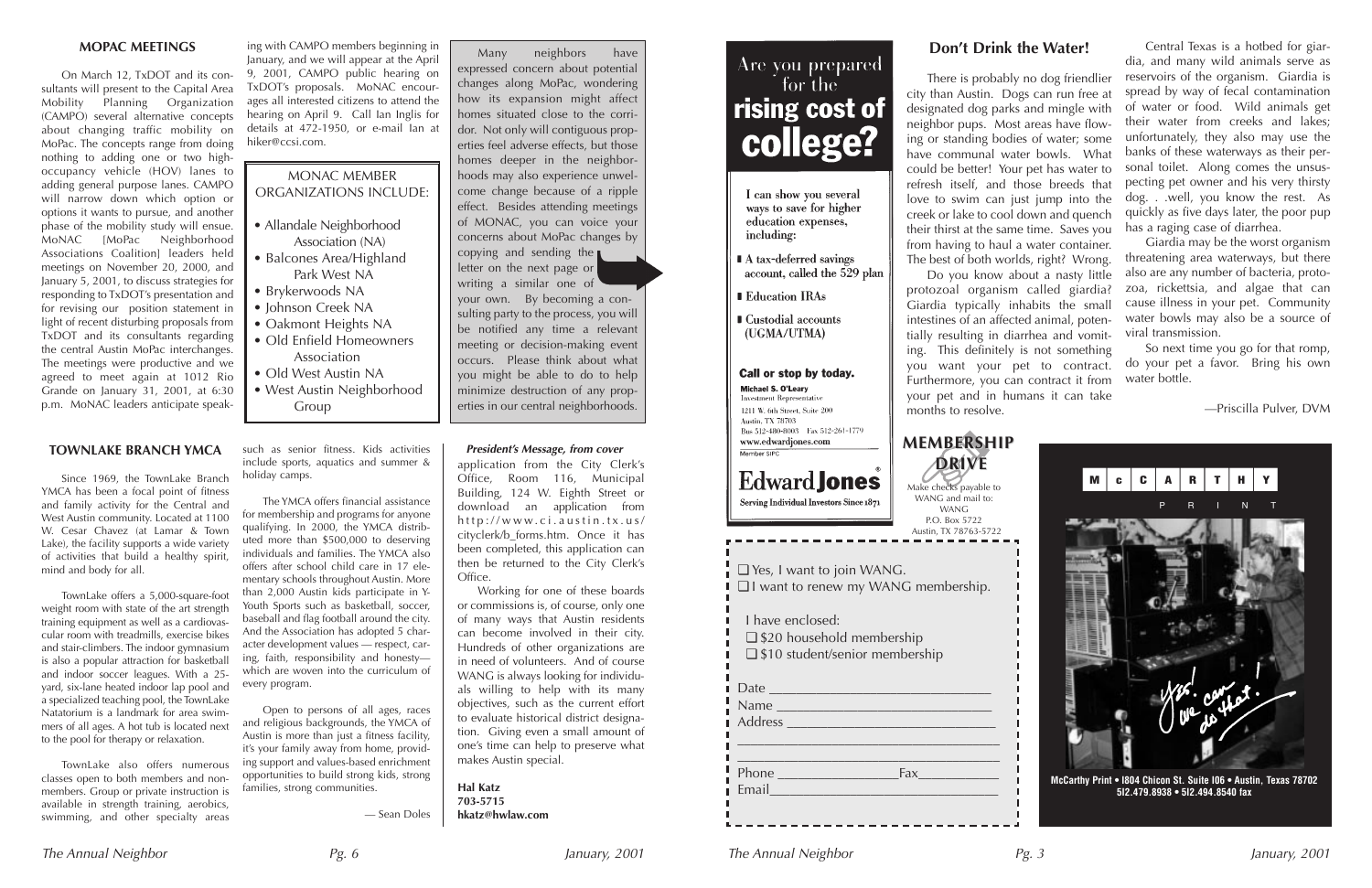## MOPAC MEETINGS

On March 12, TxDOT and its consultants will present to the Capital Area Mobility Planning Organization (CAMPO) several alternative concepts about changing traffic mobility on MoPac. The concepts range from doing nothing to adding one or two high-occupancy vehicle (HOV) lanes to adding general purpose lanes. CAMPO will narrow down which option or options it wants to pursue, and another phase of the mobility study will ensue. MoNAC [MoPac Neighborhood Associations Coalition] leaders held meetings on November 20, 2000, and January 5, 2001, to discuss strategies for responding to TxDOT's presentation and for revising our position statement in light of recent disturbing proposals from TxDOT and its consultants regarding the central Austin MoPac interchanges. The meetings were productive and we agreed to meet again at 1012 Rio Grande on January 31, 2001, at 6:30 p.m. MoNAC leaders anticipate speaking with CAMPO members beginning in January, and we will appear at the April 9, 2001, CAMPO public hearing on TxDOT's proposals. MoNAC encourages all interested citizens to attend the hearing on April 9. Call Ian Inglis for details at 472-1950, or e-mail Ian at hiker@ccsi.com.

### MONAC MEMBER ORGANIZATIONS INCLUDE:

- Allandale Neighborhood Association (NA)
- Balcones Area/Highland Park West NA
- Brykerwoods NA
- Johnson Creek NA
- Oakmont Heights NA
- Old Enfield Homeowners Association
- Old West Austin NA
- West Austin Neighborhood Group

Many neighbors have expressed concern about potential changes along MoPac, wondering how its expansion might affect homes situated close to the corridor. Not only will contiguous properties feel adverse effects, but those homes deeper in the neighborhoods may also experience unwelcome change because of a ripple effect. Besides attending meetings of MONAC, you can voice your concerns about MoPac changes by copying and sending the letter on the next page or writing a similar one of your own. By becoming a consulting party to the process, you will be notified any time a relevant meeting or decision-making event occurs. Please think about what you might be able to do to help minimize destruction of any properties in our central neighborhoods.

## TOWNLAKE BRANCH YMCA

Since 1969, the TownLake Branch YMCA has been a focal point of fitness and family activity for the Central and West Austin community. Located at 1100 W. Cesar Chavez (at Lamar & Town Lake), the facility supports a wide variety of activities that build a healthy spirit, mind and body for all.

TownLake offers a 5,000-square-foot weight room with state of the art strength training equipment as well as a cardiovascular room with treadmills, exercise bikes and stair-climbers. The indoor gymnasium is also a popular attraction for basketball and indoor soccer leagues. With a 25-yard, six-lane heated indoor lap pool and a specialized teaching pool, the TownLake Natatorium is a landmark for area swimmers of all ages. A hot tub is located next to the pool for therapy or relaxation.

TownLake also offers numerous classes open to both members and non-members. Group or private instruction is available in strength training, aerobics, swimming, and other specialty areas such as senior fitness. Kids activities include sports, aquatics and summer & holiday camps.

The YMCA offers financial assistance for membership and programs for anyone qualifying. In 2000, the YMCA distributed more than $500,000 to deserving individuals and families. The YMCA also offers after school child care in 17 elementary schools throughout Austin. More than 2,000 Austin kids participate in Y-Youth Sports such as basketball, soccer, baseball and flag football around the city. And the Association has adopted 5 character development values — respect, caring, faith, responsibility and honesty—which are woven into the curriculum of every program.

Open to persons of all ages, races and religious backgrounds, the YMCA of Austin is more than just a fitness facility, it's your family away from home, providing support and values-based enrichment opportunities to build strong kids, strong families, strong communities.

— Sean Doles

***President's Message, from cover***

application from the City Clerk's Office, Room 116, Municipal Building, 124 W. Eighth Street or download an application from http://www.ci.austin.tx.us/cityclerk/b_forms.htm. Once it has been completed, this application can then be returned to the City Clerk's Office.

Working for one of these boards or commissions is, of course, only one of many ways that Austin residents can become involved in their city. Hundreds of other organizations are in need of volunteers. And of course WANG is always looking for individuals willing to help with its many objectives, such as the current effort to evaluate historical district designation. Giving even a small amount of one's time can help to preserve what makes Austin special.

**Hal Katz**
**703-5715**
**hkatz@hwlaw.com**

---

# Are you prepared for the rising cost of college?

I can show you several ways to save for higher education expenses, including:

- A tax-deferred savings account, called the 529 plan
- Education IRAs
- Custodial accounts (UGMA/UTMA)

**Call or stop by today.**

**Michael S. O'Leary**
Investment Representative
1211 W. 6th Street, Suite 200
Austin, TX 78703
Bus 512-480-8003 Fax 512-261-1779
www.edwardjones.com
Member SIPC

**Edward Jones**
Serving Individual Investors Since 1871

## Don't Drink the Water!

There is probably no dog friendlier city than Austin. Dogs can run free at designated dog parks and mingle with neighbor pups. Most areas have flowing or standing bodies of water; some have communal water bowls. What could be better! Your pet has water to refresh itself, and those breeds that love to swim can just jump into the creek or lake to cool down and quench their thirst at the same time. Saves you from having to haul a water container. The best of both worlds, right? Wrong.

Do you know about a nasty little protozoal organism called giardia? Giardia typically inhabits the small intestines of an affected animal, potentially resulting in diarrhea and vomiting. This definitely is not something you want your pet to contract. Furthermore, you can contract it from your pet and in humans it can take months to resolve.

Central Texas is a hotbed for giardia, and many wild animals serve as reservoirs of the organism. Giardia is spread by way of fecal contamination of water or food. Wild animals get their water from creeks and lakes; unfortunately, they also may use the banks of these waterways as their personal toilet. Along comes the unsuspecting pet owner and his very thirsty dog. . .well, you know the rest. As quickly as five days later, the poor pup has a raging case of diarrhea.

Giardia may be the worst organism threatening area waterways, but there also are any number of bacteria, protozoa, rickettsia, and algae that can cause illness in your pet. Community water bowls may also be a source of viral transmission.

So next time you go for that romp, do your pet a favor. Bring his own water bottle.

—Priscilla Pulver, DVM

## MEMBERSHIP DRIVE

Make checks payable to WANG and mail to:
WANG
P.O. Box 5722
Austin, TX 78763-5722

❑ Yes, I want to join WANG.
❑ I want to renew my WANG membership.

I have enclosed:
❑ $20 household membership
❑ $10 student/senior membership

Date ______________________________
Name ______________________________
Address ____________________________
___________________________________
___________________________________
Phone ________________ Fax___________
Email_______________________________

**McCarthy Print**

*Yes! We can do that!*

**McCarthy Print • 1804 Chicon St. Suite 106 • Austin, Texas 78702**
**512.479.8938 • 512.494.8540 fax**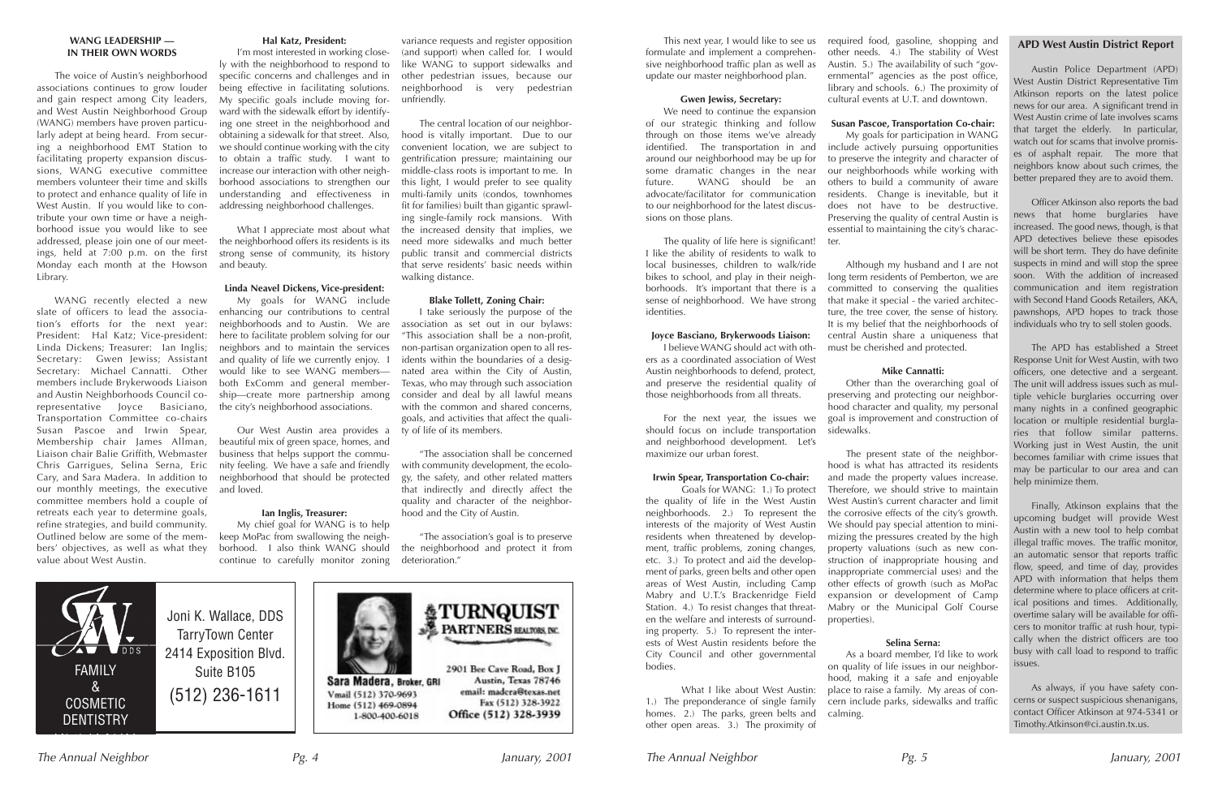## WANG LEADERSHIP — IN THEIR OWN WORDS

The voice of Austin's neighborhood associations continues to grow louder and gain respect among City leaders, and West Austin Neighborhood Group (WANG) members have proven particularly adept at being heard. From securing a neighborhood EMT Station to facilitating property expansion discussions, WANG executive committee members volunteer their time and skills to protect and enhance quality of life in West Austin. If you would like to contribute your own time or have a neighborhood issue you would like to see addressed, please join one of our meetings, held at 7:00 p.m. on the first Monday each month at the Howson Library.

WANG recently elected a new slate of officers to lead the association's efforts for the next year: President: Hal Katz; Vice-president: Linda Dickens; Treasurer: Ian Inglis; Secretary: Gwen Jewiss; Assistant Secretary: Michael Cannatti. Other members include Brykerwoods Liaison and Austin Neighborhoods Council co-representative Joyce Basiciano, Transportation Committee co-chairs Susan Pascoe and Irwin Spear, Membership chair James Allman, Liaison chair Balie Griffith, Webmaster Chris Garrigues, Selina Serna, Eric Cary, and Sara Madera. In addition to our monthly meetings, the executive committee members hold a couple of retreats each year to determine goals, refine strategies, and build community. Outlined below are some of the members' objectives, as well as what they value about West Austin.

**Hal Katz, President:**

I'm most interested in working closely with the neighborhood to respond to specific concerns and challenges and in being effective in facilitating solutions. My specific goals include moving forward with the sidewalk effort by identifying one street in the neighborhood and obtaining a sidewalk for that street. Also, we should continue working with the city to obtain a traffic study. I want to increase our interaction with other neighborhood associations to strengthen our understanding and effectiveness in addressing neighborhood challenges.

What I appreciate most about what the neighborhood offers its residents is its strong sense of community, its history and beauty.

**Linda Neavel Dickens, Vice-president:**

My goals for WANG include enhancing our contributions to central neighborhoods and to Austin. We are here to facilitate problem solving for our neighbors and to maintain the services and quality of life we currently enjoy. I would like to see WANG members—both ExComm and general membership—create more partnership among the city's neighborhood associations.

Our West Austin area provides a beautiful mix of green space, homes, and business that helps support the community feeling. We have a safe and friendly neighborhood that should be protected and loved.

**Ian Inglis, Treasurer:**

My chief goal for WANG is to help keep MoPac from swallowing the neighborhood. I also think WANG should continue to carefully monitor zoning variance requests and register opposition (and support) when called for. I would like WANG to support sidewalks and other pedestrian issues, because our neighborhood is very pedestrian unfriendly.

The central location of our neighborhood is vitally important. Due to our convenient location, we are subject to gentrification pressure; maintaining our middle-class roots is important to me. In this light, I would prefer to see quality multi-family units (condos, townhomes fit for families) built than gigantic sprawling single-family rock mansions. With the increased density that implies, we need more sidewalks and much better public transit and commercial districts that serve residents' basic needs within walking distance.

**Blake Tollett, Zoning Chair:**

I take seriously the purpose of the association as set out in our bylaws: "This association shall be a non-profit, non-partisan organization open to all residents within the boundaries of a designated area within the City of Austin, Texas, who may through such association consider and deal by all lawful means with the common and shared concerns, goals, and activities that affect the quality of life of its members.

"The association shall be concerned with community development, the ecology, the safety, and other related matters that indirectly and directly affect the quality and character of the neighborhood and the City of Austin.

"The association's goal is to preserve the neighborhood and protect it from deterioration."

Joni K. Wallace, DDS
TarryTown Center
2414 Exposition Blvd.
Suite B105
(512) 236-1611

FAMILY & COSMETIC DENTISTRY

TURNQUIST PARTNERS REALTORS, INC.
Sara Madera, Broker, GRI
Vmail (512) 370-9693
Home (512) 469-0894
1-800-400-6018
2901 Bee Cave Road, Box J
Austin, Texas 78746
email: madera@texas.net
Fax (512) 328-3922
Office (512) 328-3939

This next year, I would like to see us formulate and implement a comprehensive neighborhood traffic plan as well as update our master neighborhood plan.

**Gwen Jewiss, Secretary:**

We need to continue the expansion of our strategic thinking and follow through on those items we've already identified. The transportation in and around our neighborhood may be up for some dramatic changes in the near future. WANG should be an advocate/facilitator for communication to our neighborhood for the latest discussions on those plans.

The quality of life here is significant! I like the ability of residents to walk to local businesses, children to walk/ride bikes to school, and play in their neighborhoods. It's important that there is a sense of neighborhood. We have strong identities.

**Joyce Basciano, Brykerwoods Liaison:**

I believe WANG should act with others as a coordinated association of West Austin neighborhoods to defend, protect, and preserve the residential quality of those neighborhoods from all threats.

For the next year, the issues we should focus on include transportation and neighborhood development. Let's maximize our urban forest.

**Irwin Spear, Transportation Co-chair:**

Goals for WANG: 1.) To protect the quality of life in the West Austin neighborhoods. 2.) To represent the interests of the majority of West Austin residents when threatened by development, traffic problems, zoning changes, etc. 3.) To protect and aid the development of parks, green belts and other open areas of West Austin, including Camp Mabry and U.T.'s Brackenridge Field Station. 4.) To resist changes that threaten the welfare and interests of surrounding property. 5.) To represent the interests of West Austin residents before the City Council and other governmental bodies.

What I like about West Austin: 1.) The preponderance of single family homes. 2.) The parks, green belts and other open areas. 3.) The proximity of required food, gasoline, shopping and other needs. 4.) The stability of West Austin. 5.) The availability of such "governmental" agencies as the post office, library and schools. 6.) The proximity of cultural events at U.T. and downtown.

**Susan Pascoe, Transportation Co-chair:**

My goals for participation in WANG include actively pursuing opportunities to preserve the integrity and character of our neighborhoods while working with others to build a community of aware residents. Change is inevitable, but it does not have to be destructive. Preserving the quality of central Austin is essential to maintaining the city's character.

Although my husband and I are not long term residents of Pemberton, we are committed to conserving the qualities that make it special - the varied architecture, the tree cover, the sense of history. It is my belief that the neighborhoods of central Austin share a uniqueness that must be cherished and protected.

**Mike Cannatti:**

Other than the overarching goal of preserving and protecting our neighborhood character and quality, my personal goal is improvement and construction of sidewalks.

The present state of the neighborhood is what has attracted its residents and made the property values increase. Therefore, we should strive to maintain West Austin's current character and limit the corrosive effects of the city's growth. We should pay special attention to minimizing the pressures created by the high property valuations (such as new construction of inappropriate housing and inappropriate commercial uses) and the other effects of growth (such as MoPac expansion or development of Camp Mabry or the Municipal Golf Course properties).

**Selina Serna:**

As a board member, I'd like to work on quality of life issues in our neighborhood, making it a safe and enjoyable place to raise a family. My areas of concern include parks, sidewalks and traffic calming.

## APD West Austin District Report

Austin Police Department (APD) West Austin District Representative Tim Atkinson reports on the latest police news for our area. A significant trend in West Austin crime of late involves scams that target the elderly. In particular, watch out for scams that involve promises of asphalt repair. The more that neighbors know about such crimes, the better prepared they are to avoid them.

Officer Atkinson also reports the bad news that home burglaries have increased. The good news, though, is that APD detectives believe these episodes will be short term. They do have definite suspects in mind and will stop the spree soon. With the addition of increased communication and item registration with Second Hand Goods Retailers, AKA, pawnshops, APD hopes to track those individuals who try to sell stolen goods.

The APD has established a Street Response Unit for West Austin, with two officers, one detective and a sergeant. The unit will address issues such as multiple vehicle burglaries occurring over many nights in a confined geographic location or multiple residential burglaries that follow similar patterns. Working just in West Austin, the unit becomes familiar with crime issues that may be particular to our area and can help minimize them.

Finally, Atkinson explains that the upcoming budget will provide West Austin with a new tool to help combat illegal traffic moves. The traffic monitor, an automatic sensor that reports traffic flow, speed, and time of day, provides APD with information that helps them determine where to place officers at critical positions and times. Additionally, overtime salary will be available for officers to monitor traffic at rush hour, typically when the district officers are too busy with call load to respond to traffic issues.

As always, if you have safety concerns or suspect suspicious shenanigans, contact Officer Atkinson at 974-5341 or Timothy.Atkinson@ci.austin.tx.us.